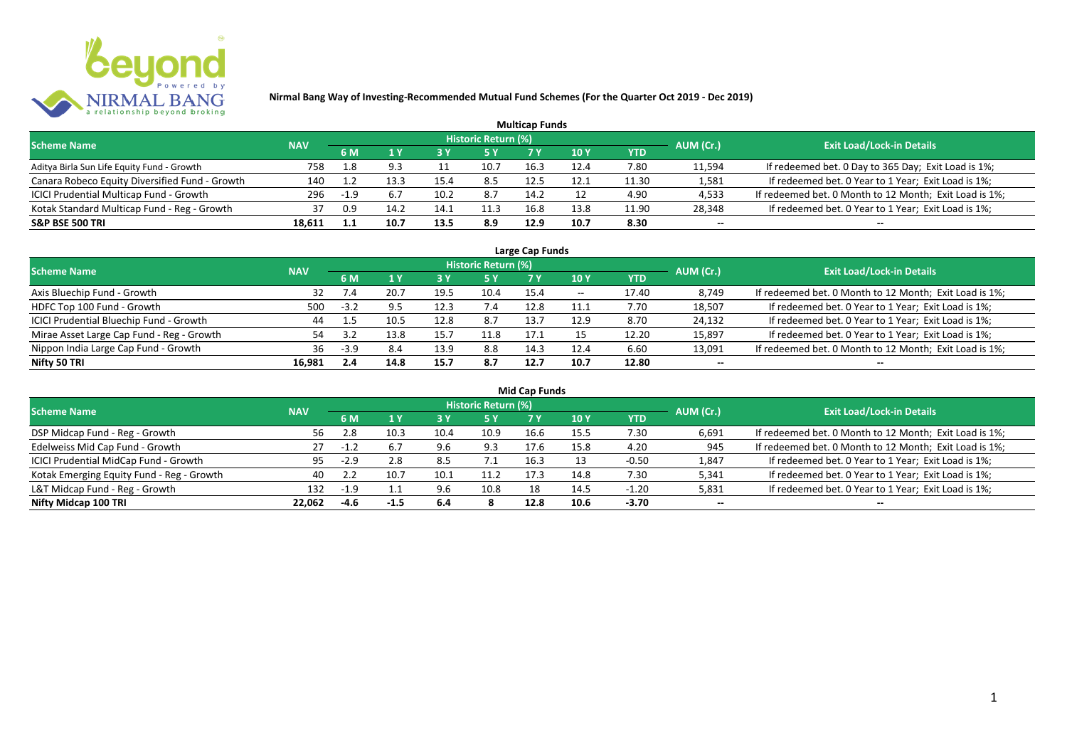# Nirmal Bang Way of Investing-Recommended Mutual Fund Schemes (For the Quarter Oct 2019 - Dec 2019)

## Multicap Funds

| Scheme Name | NAV | Historic Return (%) | | | | | | | AUM (Cr.) | Exit Load/Lock-in Details |
|---|---|---|---|---|---|---|---|---|---|---|
| | | 6 M | 1 Y | 3 Y | 5 Y | 7 Y | 10 Y | YTD | | |
| Aditya Birla Sun Life Equity Fund - Growth | 758 | 1.8 | 9.3 | 11 | 10.7 | 16.3 | 12.4 | 7.80 | 11,594 | If redeemed bet. 0 Day to 365 Day; Exit Load is 1%; |
| Canara Robeco Equity Diversified Fund - Growth | 140 | 1.2 | 13.3 | 15.4 | 8.5 | 12.5 | 12.1 | 11.30 | 1,581 | If redeemed bet. 0 Year to 1 Year; Exit Load is 1%; |
| ICICI Prudential Multicap Fund - Growth | 296 | -1.9 | 6.7 | 10.2 | 8.7 | 14.2 | 12 | 4.90 | 4,533 | If redeemed bet. 0 Month to 12 Month; Exit Load is 1%; |
| Kotak Standard Multicap Fund - Reg - Growth | 37 | 0.9 | 14.2 | 14.1 | 11.3 | 16.8 | 13.8 | 11.90 | 28,348 | If redeemed bet. 0 Year to 1 Year; Exit Load is 1%; |
| **S&P BSE 500 TRI** | **18,611** | **1.1** | **10.7** | **13.5** | **8.9** | **12.9** | **10.7** | **8.30** | -- | -- |

## Large Cap Funds

| Scheme Name | NAV | Historic Return (%) | | | | | | | AUM (Cr.) | Exit Load/Lock-in Details |
|---|---|---|---|---|---|---|---|---|---|---|
| | | 6 M | 1 Y | 3 Y | 5 Y | 7 Y | 10 Y | YTD | | |
| Axis Bluechip Fund - Growth | 32 | 7.4 | 20.7 | 19.5 | 10.4 | 15.4 | -- | 17.40 | 8,749 | If redeemed bet. 0 Month to 12 Month; Exit Load is 1%; |
| HDFC Top 100 Fund - Growth | 500 | -3.2 | 9.5 | 12.3 | 7.4 | 12.8 | 11.1 | 7.70 | 18,507 | If redeemed bet. 0 Year to 1 Year; Exit Load is 1%; |
| ICICI Prudential Bluechip Fund - Growth | 44 | 1.5 | 10.5 | 12.8 | 8.7 | 13.7 | 12.9 | 8.70 | 24,132 | If redeemed bet. 0 Year to 1 Year; Exit Load is 1%; |
| Mirae Asset Large Cap Fund - Reg - Growth | 54 | 3.2 | 13.8 | 15.7 | 11.8 | 17.1 | 15 | 12.20 | 15,897 | If redeemed bet. 0 Year to 1 Year; Exit Load is 1%; |
| Nippon India Large Cap Fund - Growth | 36 | -3.9 | 8.4 | 13.9 | 8.8 | 14.3 | 12.4 | 6.60 | 13,091 | If redeemed bet. 0 Month to 12 Month; Exit Load is 1%; |
| **Nifty 50 TRI** | **16,981** | **2.4** | **14.8** | **15.7** | **8.7** | **12.7** | **10.7** | **12.80** | -- | -- |

## Mid Cap Funds

| Scheme Name | NAV | Historic Return (%) | | | | | | | AUM (Cr.) | Exit Load/Lock-in Details |
|---|---|---|---|---|---|---|---|---|---|---|
| | | 6 M | 1 Y | 3 Y | 5 Y | 7 Y | 10 Y | YTD | | |
| DSP Midcap Fund - Reg - Growth | 56 | 2.8 | 10.3 | 10.4 | 10.9 | 16.6 | 15.5 | 7.30 | 6,691 | If redeemed bet. 0 Month to 12 Month; Exit Load is 1%; |
| Edelweiss Mid Cap Fund - Growth | 27 | -1.2 | 6.7 | 9.6 | 9.3 | 17.6 | 15.8 | 4.20 | 945 | If redeemed bet. 0 Month to 12 Month; Exit Load is 1%; |
| ICICI Prudential MidCap Fund - Growth | 95 | -2.9 | 2.8 | 8.5 | 7.1 | 16.3 | 13 | -0.50 | 1,847 | If redeemed bet. 0 Year to 1 Year; Exit Load is 1%; |
| Kotak Emerging Equity Fund - Reg - Growth | 40 | 2.2 | 10.7 | 10.1 | 11.2 | 17.3 | 14.8 | 7.30 | 5,341 | If redeemed bet. 0 Year to 1 Year; Exit Load is 1%; |
| L&T Midcap Fund - Reg - Growth | 132 | -1.9 | 1.1 | 9.6 | 10.8 | 18 | 14.5 | -1.20 | 5,831 | If redeemed bet. 0 Year to 1 Year; Exit Load is 1%; |
| **Nifty Midcap 100 TRI** | **22,062** | **-4.6** | **-1.5** | **6.4** | **8** | **12.8** | **10.6** | **-3.70** | -- | -- |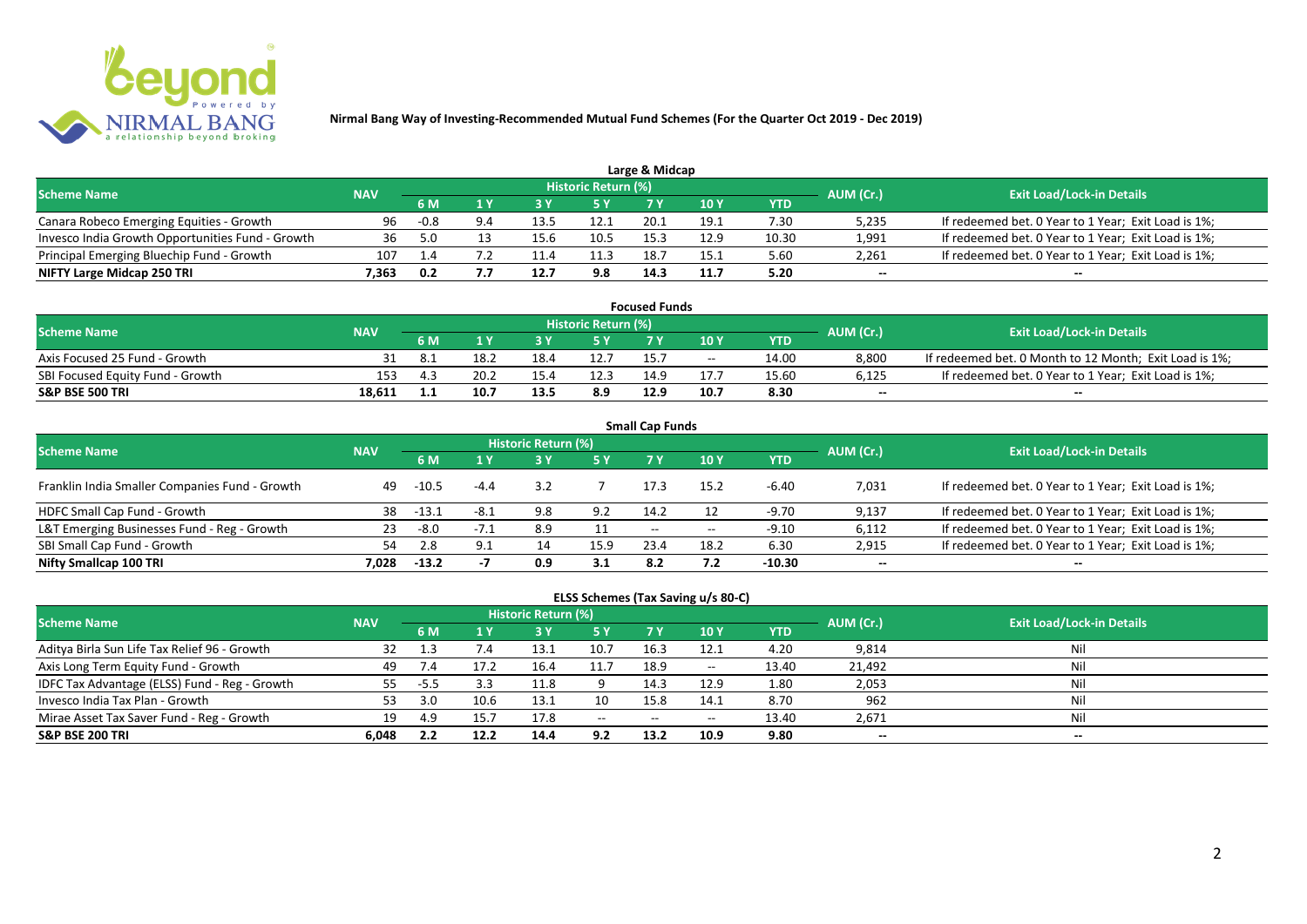# Nirmal Bang Way of Investing-Recommended Mutual Fund Schemes (For the Quarter Oct 2019 - Dec 2019)

## Large & Midcap

| Scheme Name | NAV | Historic Return (%) | | | | | | | AUM (Cr.) | Exit Load/Lock-in Details |
|---|---|---|---|---|---|---|---|---|---|---|
| | | 6 M | 1 Y | 3 Y | 5 Y | 7 Y | 10 Y | YTD | | |
| Canara Robeco Emerging Equities - Growth | 96 | -0.8 | 9.4 | 13.5 | 12.1 | 20.1 | 19.1 | 7.30 | 5,235 | If redeemed bet. 0 Year to 1 Year; Exit Load is 1%; |
| Invesco India Growth Opportunities Fund - Growth | 36 | 5.0 | 13 | 15.6 | 10.5 | 15.3 | 12.9 | 10.30 | 1,991 | If redeemed bet. 0 Year to 1 Year; Exit Load is 1%; |
| Principal Emerging Bluechip Fund - Growth | 107 | 1.4 | 7.2 | 11.4 | 11.3 | 18.7 | 15.1 | 5.60 | 2,261 | If redeemed bet. 0 Year to 1 Year; Exit Load is 1%; |
| **NIFTY Large Midcap 250 TRI** | **7,363** | **0.2** | **7.7** | **12.7** | **9.8** | **14.3** | **11.7** | **5.20** | **--** | **--** |

## Focused Funds

| Scheme Name | NAV | Historic Return (%) | | | | | | | AUM (Cr.) | Exit Load/Lock-in Details |
|---|---|---|---|---|---|---|---|---|---|---|
| | | 6 M | 1 Y | 3 Y | 5 Y | 7 Y | 10 Y | YTD | | |
| Axis Focused 25 Fund - Growth | 31 | 8.1 | 18.2 | 18.4 | 12.7 | 15.7 | -- | 14.00 | 8,800 | If redeemed bet. 0 Month to 12 Month; Exit Load is 1%; |
| SBI Focused Equity Fund - Growth | 153 | 4.3 | 20.2 | 15.4 | 12.3 | 14.9 | 17.7 | 15.60 | 6,125 | If redeemed bet. 0 Year to 1 Year; Exit Load is 1%; |
| **S&P BSE 500 TRI** | **18,611** | **1.1** | **10.7** | **13.5** | **8.9** | **12.9** | **10.7** | **8.30** | **--** | **--** |

## Small Cap Funds

| Scheme Name | NAV | Historic Return (%) | | | | | | | AUM (Cr.) | Exit Load/Lock-in Details |
|---|---|---|---|---|---|---|---|---|---|---|
| | | 6 M | 1 Y | 3 Y | 5 Y | 7 Y | 10 Y | YTD | | |
| Franklin India Smaller Companies Fund - Growth | 49 | -10.5 | -4.4 | 3.2 | 7 | 17.3 | 15.2 | -6.40 | 7,031 | If redeemed bet. 0 Year to 1 Year; Exit Load is 1%; |
| HDFC Small Cap Fund - Growth | 38 | -13.1 | -8.1 | 9.8 | 9.2 | 14.2 | 12 | -9.70 | 9,137 | If redeemed bet. 0 Year to 1 Year; Exit Load is 1%; |
| L&T Emerging Businesses Fund - Reg - Growth | 23 | -8.0 | -7.1 | 8.9 | 11 | -- | -- | -9.10 | 6,112 | If redeemed bet. 0 Year to 1 Year; Exit Load is 1%; |
| SBI Small Cap Fund - Growth | 54 | 2.8 | 9.1 | 14 | 15.9 | 23.4 | 18.2 | 6.30 | 2,915 | If redeemed bet. 0 Year to 1 Year; Exit Load is 1%; |
| **Nifty Smallcap 100 TRI** | **7,028** | **-13.2** | **-7** | **0.9** | **3.1** | **8.2** | **7.2** | **-10.30** | **--** | **--** |

## ELSS Schemes (Tax Saving u/s 80-C)

| Scheme Name | NAV | Historic Return (%) | | | | | | | AUM (Cr.) | Exit Load/Lock-in Details |
|---|---|---|---|---|---|---|---|---|---|---|
| | | 6 M | 1 Y | 3 Y | 5 Y | 7 Y | 10 Y | YTD | | |
| Aditya Birla Sun Life Tax Relief 96 - Growth | 32 | 1.3 | 7.4 | 13.1 | 10.7 | 16.3 | 12.1 | 4.20 | 9,814 | Nil |
| Axis Long Term Equity Fund - Growth | 49 | 7.4 | 17.2 | 16.4 | 11.7 | 18.9 | -- | 13.40 | 21,492 | Nil |
| IDFC Tax Advantage (ELSS) Fund - Reg - Growth | 55 | -5.5 | 3.3 | 11.8 | 9 | 14.3 | 12.9 | 1.80 | 2,053 | Nil |
| Invesco India Tax Plan - Growth | 53 | 3.0 | 10.6 | 13.1 | 10 | 15.8 | 14.1 | 8.70 | 962 | Nil |
| Mirae Asset Tax Saver Fund - Reg - Growth | 19 | 4.9 | 15.7 | 17.8 | -- | -- | -- | 13.40 | 2,671 | Nil |
| **S&P BSE 200 TRI** | **6,048** | **2.2** | **12.2** | **14.4** | **9.2** | **13.2** | **10.9** | **9.80** | **--** | **--** |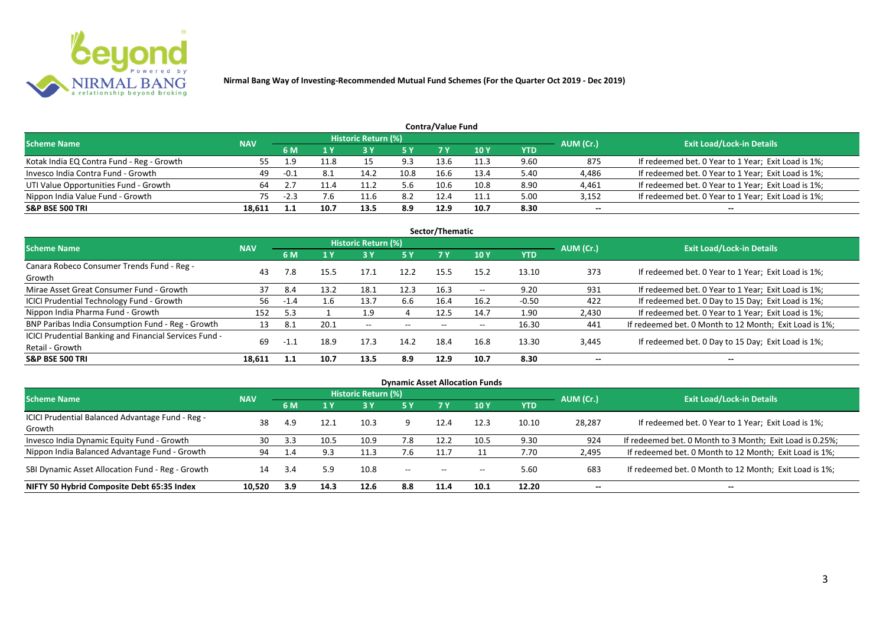**Nirmal Bang Way of Investing-Recommended Mutual Fund Schemes (For the Quarter Oct 2019 - Dec 2019)**

## Contra/Value Fund

| Scheme Name | NAV | Historic Return (%) | | | | | | | AUM (Cr.) | Exit Load/Lock-in Details |
|---|---|---|---|---|---|---|---|---|---|---|
| | | 6 M | 1 Y | 3 Y | 5 Y | 7 Y | 10 Y | YTD | | |
| Kotak India EQ Contra Fund - Reg - Growth | 55 | 1.9 | 11.8 | 15 | 9.3 | 13.6 | 11.3 | 9.60 | 875 | If redeemed bet. 0 Year to 1 Year; Exit Load is 1%; |
| Invesco India Contra Fund - Growth | 49 | -0.1 | 8.1 | 14.2 | 10.8 | 16.6 | 13.4 | 5.40 | 4,486 | If redeemed bet. 0 Year to 1 Year; Exit Load is 1%; |
| UTI Value Opportunities Fund - Growth | 64 | 2.7 | 11.4 | 11.2 | 5.6 | 10.6 | 10.8 | 8.90 | 4,461 | If redeemed bet. 0 Year to 1 Year; Exit Load is 1%; |
| Nippon India Value Fund - Growth | 75 | -2.3 | 7.6 | 11.6 | 8.2 | 12.4 | 11.1 | 5.00 | 3,152 | If redeemed bet. 0 Year to 1 Year; Exit Load is 1%; |
| **S&P BSE 500 TRI** | **18,611** | **1.1** | **10.7** | **13.5** | **8.9** | **12.9** | **10.7** | **8.30** | **--** | **--** |

## Sector/Thematic

| Scheme Name | NAV | Historic Return (%) | | | | | | | AUM (Cr.) | Exit Load/Lock-in Details |
|---|---|---|---|---|---|---|---|---|---|---|
| | | 6 M | 1 Y | 3 Y | 5 Y | 7 Y | 10 Y | YTD | | |
| Canara Robeco Consumer Trends Fund - Reg - Growth | 43 | 7.8 | 15.5 | 17.1 | 12.2 | 15.5 | 15.2 | 13.10 | 373 | If redeemed bet. 0 Year to 1 Year; Exit Load is 1%; |
| Mirae Asset Great Consumer Fund - Growth | 37 | 8.4 | 13.2 | 18.1 | 12.3 | 16.3 | -- | 9.20 | 931 | If redeemed bet. 0 Year to 1 Year; Exit Load is 1%; |
| ICICI Prudential Technology Fund - Growth | 56 | -1.4 | 1.6 | 13.7 | 6.6 | 16.4 | 16.2 | -0.50 | 422 | If redeemed bet. 0 Day to 15 Day; Exit Load is 1%; |
| Nippon India Pharma Fund - Growth | 152 | 5.3 | 1 | 1.9 | 4 | 12.5 | 14.7 | 1.90 | 2,430 | If redeemed bet. 0 Year to 1 Year; Exit Load is 1%; |
| BNP Paribas India Consumption Fund - Reg - Growth | 13 | 8.1 | 20.1 | -- | -- | -- | -- | 16.30 | 441 | If redeemed bet. 0 Month to 12 Month; Exit Load is 1%; |
| ICICI Prudential Banking and Financial Services Fund - Retail - Growth | 69 | -1.1 | 18.9 | 17.3 | 14.2 | 18.4 | 16.8 | 13.30 | 3,445 | If redeemed bet. 0 Day to 15 Day; Exit Load is 1%; |
| **S&P BSE 500 TRI** | **18,611** | **1.1** | **10.7** | **13.5** | **8.9** | **12.9** | **10.7** | **8.30** | **--** | **--** |

## Dynamic Asset Allocation Funds

| Scheme Name | NAV | Historic Return (%) | | | | | | | AUM (Cr.) | Exit Load/Lock-in Details |
|---|---|---|---|---|---|---|---|---|---|---|
| | | 6 M | 1 Y | 3 Y | 5 Y | 7 Y | 10 Y | YTD | | |
| ICICI Prudential Balanced Advantage Fund - Reg - Growth | 38 | 4.9 | 12.1 | 10.3 | 9 | 12.4 | 12.3 | 10.10 | 28,287 | If redeemed bet. 0 Year to 1 Year; Exit Load is 1%; |
| Invesco India Dynamic Equity Fund - Growth | 30 | 3.3 | 10.5 | 10.9 | 7.8 | 12.2 | 10.5 | 9.30 | 924 | If redeemed bet. 0 Month to 3 Month; Exit Load is 0.25%; |
| Nippon India Balanced Advantage Fund - Growth | 94 | 1.4 | 9.3 | 11.3 | 7.6 | 11.7 | 11 | 7.70 | 2,495 | If redeemed bet. 0 Month to 12 Month; Exit Load is 1%; |
| SBI Dynamic Asset Allocation Fund - Reg - Growth | 14 | 3.4 | 5.9 | 10.8 | -- | -- | -- | 5.60 | 683 | If redeemed bet. 0 Month to 12 Month; Exit Load is 1%; |
| **NIFTY 50 Hybrid Composite Debt 65:35 Index** | **10,520** | **3.9** | **14.3** | **12.6** | **8.8** | **11.4** | **10.1** | **12.20** | **--** | **--** |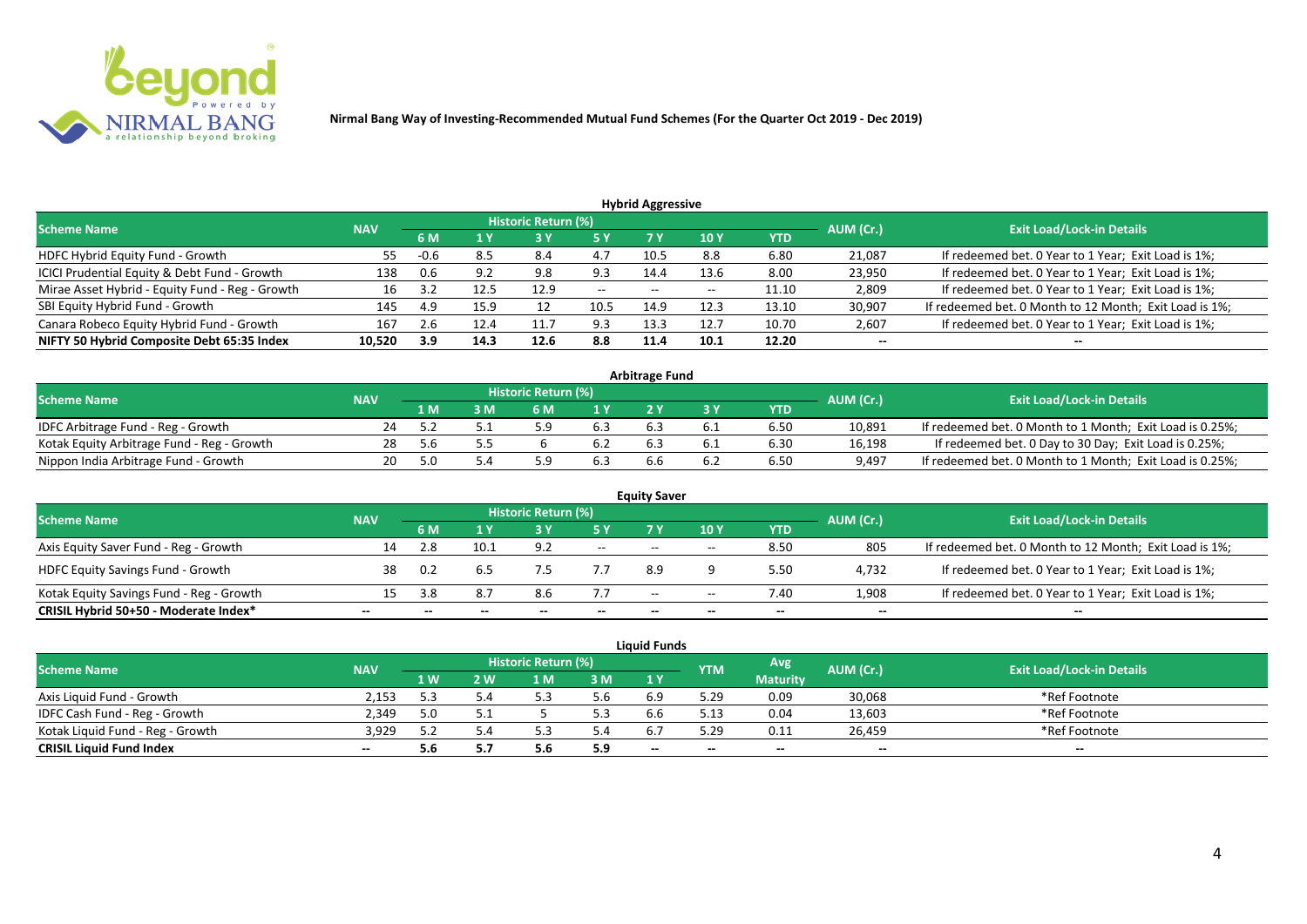**Nirmal Bang Way of Investing-Recommended Mutual Fund Schemes (For the Quarter Oct 2019 - Dec 2019)**

## Hybrid Aggressive

| Scheme Name | NAV | Historic Return (%) | | | | | | | AUM (Cr.) | Exit Load/Lock-in Details |
|---|---|---|---|---|---|---|---|---|---|---|
| | | 6 M | 1 Y | 3 Y | 5 Y | 7 Y | 10 Y | YTD | | |
| HDFC Hybrid Equity Fund - Growth | 55 | -0.6 | 8.5 | 8.4 | 4.7 | 10.5 | 8.8 | 6.80 | 21,087 | If redeemed bet. 0 Year to 1 Year; Exit Load is 1%; |
| ICICI Prudential Equity & Debt Fund - Growth | 138 | 0.6 | 9.2 | 9.8 | 9.3 | 14.4 | 13.6 | 8.00 | 23,950 | If redeemed bet. 0 Year to 1 Year; Exit Load is 1%; |
| Mirae Asset Hybrid - Equity Fund - Reg - Growth | 16 | 3.2 | 12.5 | 12.9 | -- | -- | -- | 11.10 | 2,809 | If redeemed bet. 0 Year to 1 Year; Exit Load is 1%; |
| SBI Equity Hybrid Fund - Growth | 145 | 4.9 | 15.9 | 12 | 10.5 | 14.9 | 12.3 | 13.10 | 30,907 | If redeemed bet. 0 Month to 12 Month; Exit Load is 1%; |
| Canara Robeco Equity Hybrid Fund - Growth | 167 | 2.6 | 12.4 | 11.7 | 9.3 | 13.3 | 12.7 | 10.70 | 2,607 | If redeemed bet. 0 Year to 1 Year; Exit Load is 1%; |
| **NIFTY 50 Hybrid Composite Debt 65:35 Index** | **10,520** | **3.9** | **14.3** | **12.6** | **8.8** | **11.4** | **10.1** | **12.20** | **--** | **--** |

## Arbitrage Fund

| Scheme Name | NAV | Historic Return (%) | | | | | | | AUM (Cr.) | Exit Load/Lock-in Details |
|---|---|---|---|---|---|---|---|---|---|---|
| | | 1 M | 3 M | 6 M | 1 Y | 2 Y | 3 Y | YTD | | |
| IDFC Arbitrage Fund - Reg - Growth | 24 | 5.2 | 5.1 | 5.9 | 6.3 | 6.3 | 6.1 | 6.50 | 10,891 | If redeemed bet. 0 Month to 1 Month; Exit Load is 0.25%; |
| Kotak Equity Arbitrage Fund - Reg - Growth | 28 | 5.6 | 5.5 | 6 | 6.2 | 6.3 | 6.1 | 6.30 | 16,198 | If redeemed bet. 0 Day to 30 Day; Exit Load is 0.25%; |
| Nippon India Arbitrage Fund - Growth | 20 | 5.0 | 5.4 | 5.9 | 6.3 | 6.6 | 6.2 | 6.50 | 9,497 | If redeemed bet. 0 Month to 1 Month; Exit Load is 0.25%; |

## Equity Saver

| Scheme Name | NAV | Historic Return (%) | | | | | | | AUM (Cr.) | Exit Load/Lock-in Details |
|---|---|---|---|---|---|---|---|---|---|---|
| | | 6 M | 1 Y | 3 Y | 5 Y | 7 Y | 10 Y | YTD | | |
| Axis Equity Saver Fund - Reg - Growth | 14 | 2.8 | 10.1 | 9.2 | -- | -- | -- | 8.50 | 805 | If redeemed bet. 0 Month to 12 Month; Exit Load is 1%; |
| HDFC Equity Savings Fund - Growth | 38 | 0.2 | 6.5 | 7.5 | 7.7 | 8.9 | 9 | 5.50 | 4,732 | If redeemed bet. 0 Year to 1 Year; Exit Load is 1%; |
| Kotak Equity Savings Fund - Reg - Growth | 15 | 3.8 | 8.7 | 8.6 | 7.7 | -- | -- | 7.40 | 1,908 | If redeemed bet. 0 Year to 1 Year; Exit Load is 1%; |
| **CRISIL Hybrid 50+50 - Moderate Index*** | **--** | **--** | **--** | **--** | **--** | **--** | **--** | **--** | **--** | **--** |

## Liquid Funds

| Scheme Name | NAV | Historic Return (%) | | | | | YTM | Avg Maturity | AUM (Cr.) | Exit Load/Lock-in Details |
|---|---|---|---|---|---|---|---|---|---|---|
| | | 1 W | 2 W | 1 M | 3 M | 1 Y | | | | |
| Axis Liquid Fund - Growth | 2,153 | 5.3 | 5.4 | 5.3 | 5.6 | 6.9 | 5.29 | 0.09 | 30,068 | *Ref Footnote |
| IDFC Cash Fund - Reg - Growth | 2,349 | 5.0 | 5.1 | 5 | 5.3 | 6.6 | 5.13 | 0.04 | 13,603 | *Ref Footnote |
| Kotak Liquid Fund - Reg - Growth | 3,929 | 5.2 | 5.4 | 5.3 | 5.4 | 6.7 | 5.29 | 0.11 | 26,459 | *Ref Footnote |
| **CRISIL Liquid Fund Index** | **--** | **5.6** | **5.7** | **5.6** | **5.9** | **--** | **--** | **--** | **--** | **--** |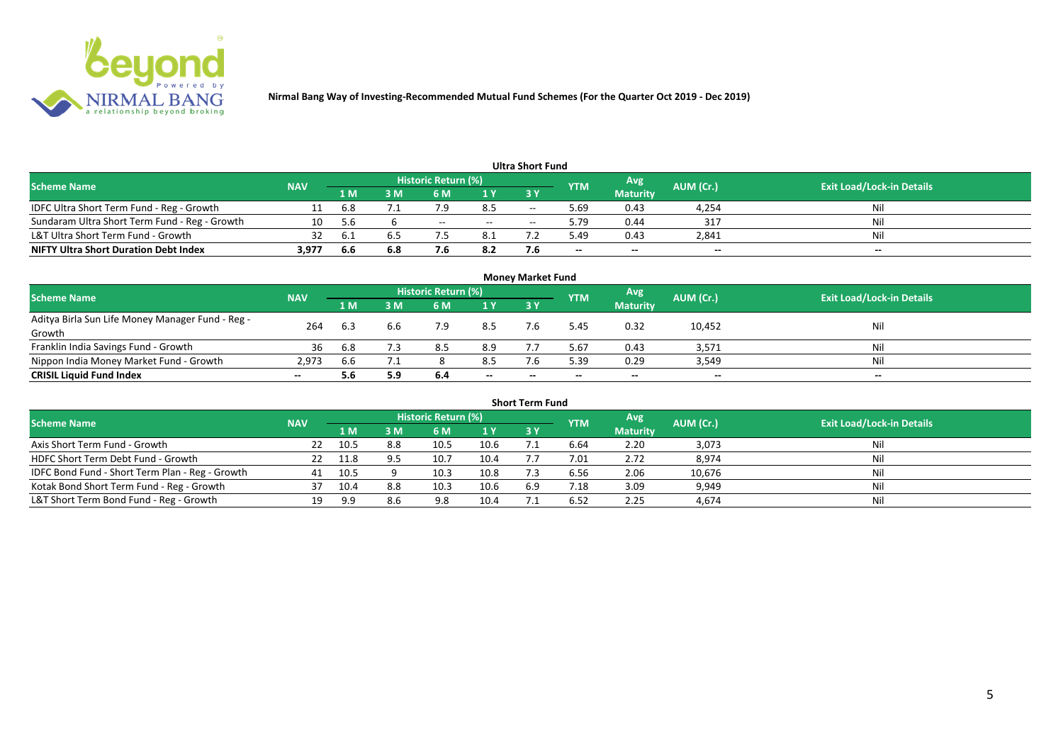**Nirmal Bang Way of Investing-Recommended Mutual Fund Schemes (For the Quarter Oct 2019 - Dec 2019)**

### Ultra Short Fund

| Scheme Name | NAV | Historic Return (%) | | | | | YTM | Avg Maturity | AUM (Cr.) | Exit Load/Lock-in Details |
|---|---|---|---|---|---|---|---|---|---|---|
| | | 1 M | 3 M | 6 M | 1 Y | 3 Y | | | | |
| IDFC Ultra Short Term Fund - Reg - Growth | 11 | 6.8 | 7.1 | 7.9 | 8.5 | -- | 5.69 | 0.43 | 4,254 | Nil |
| Sundaram Ultra Short Term Fund - Reg - Growth | 10 | 5.6 | 6 | -- | -- | -- | 5.79 | 0.44 | 317 | Nil |
| L&T Ultra Short Term Fund - Growth | 32 | 6.1 | 6.5 | 7.5 | 8.1 | 7.2 | 5.49 | 0.43 | 2,841 | Nil |
| **NIFTY Ultra Short Duration Debt Index** | **3,977** | **6.6** | **6.8** | **7.6** | **8.2** | **7.6** | **--** | **--** | **--** | **--** |

### Money Market Fund

| Scheme Name | NAV | Historic Return (%) | | | | | YTM | Avg Maturity | AUM (Cr.) | Exit Load/Lock-in Details |
|---|---|---|---|---|---|---|---|---|---|---|
| | | 1 M | 3 M | 6 M | 1 Y | 3 Y | | | | |
| Aditya Birla Sun Life Money Manager Fund - Reg - Growth | 264 | 6.3 | 6.6 | 7.9 | 8.5 | 7.6 | 5.45 | 0.32 | 10,452 | Nil |
| Franklin India Savings Fund - Growth | 36 | 6.8 | 7.3 | 8.5 | 8.9 | 7.7 | 5.67 | 0.43 | 3,571 | Nil |
| Nippon India Money Market Fund - Growth | 2,973 | 6.6 | 7.1 | 8 | 8.5 | 7.6 | 5.39 | 0.29 | 3,549 | Nil |
| **CRISIL Liquid Fund Index** | **--** | **5.6** | **5.9** | **6.4** | **--** | **--** | **--** | **--** | **--** | **--** |

### Short Term Fund

| Scheme Name | NAV | Historic Return (%) | | | | | YTM | Avg Maturity | AUM (Cr.) | Exit Load/Lock-in Details |
|---|---|---|---|---|---|---|---|---|---|---|
| | | 1 M | 3 M | 6 M | 1 Y | 3 Y | | | | |
| Axis Short Term Fund - Growth | 22 | 10.5 | 8.8 | 10.5 | 10.6 | 7.1 | 6.64 | 2.20 | 3,073 | Nil |
| HDFC Short Term Debt Fund - Growth | 22 | 11.8 | 9.5 | 10.7 | 10.4 | 7.7 | 7.01 | 2.72 | 8,974 | Nil |
| IDFC Bond Fund - Short Term Plan - Reg - Growth | 41 | 10.5 | 9 | 10.3 | 10.8 | 7.3 | 6.56 | 2.06 | 10,676 | Nil |
| Kotak Bond Short Term Fund - Reg - Growth | 37 | 10.4 | 8.8 | 10.3 | 10.6 | 6.9 | 7.18 | 3.09 | 9,949 | Nil |
| L&T Short Term Bond Fund - Reg - Growth | 19 | 9.9 | 8.6 | 9.8 | 10.4 | 7.1 | 6.52 | 2.25 | 4,674 | Nil |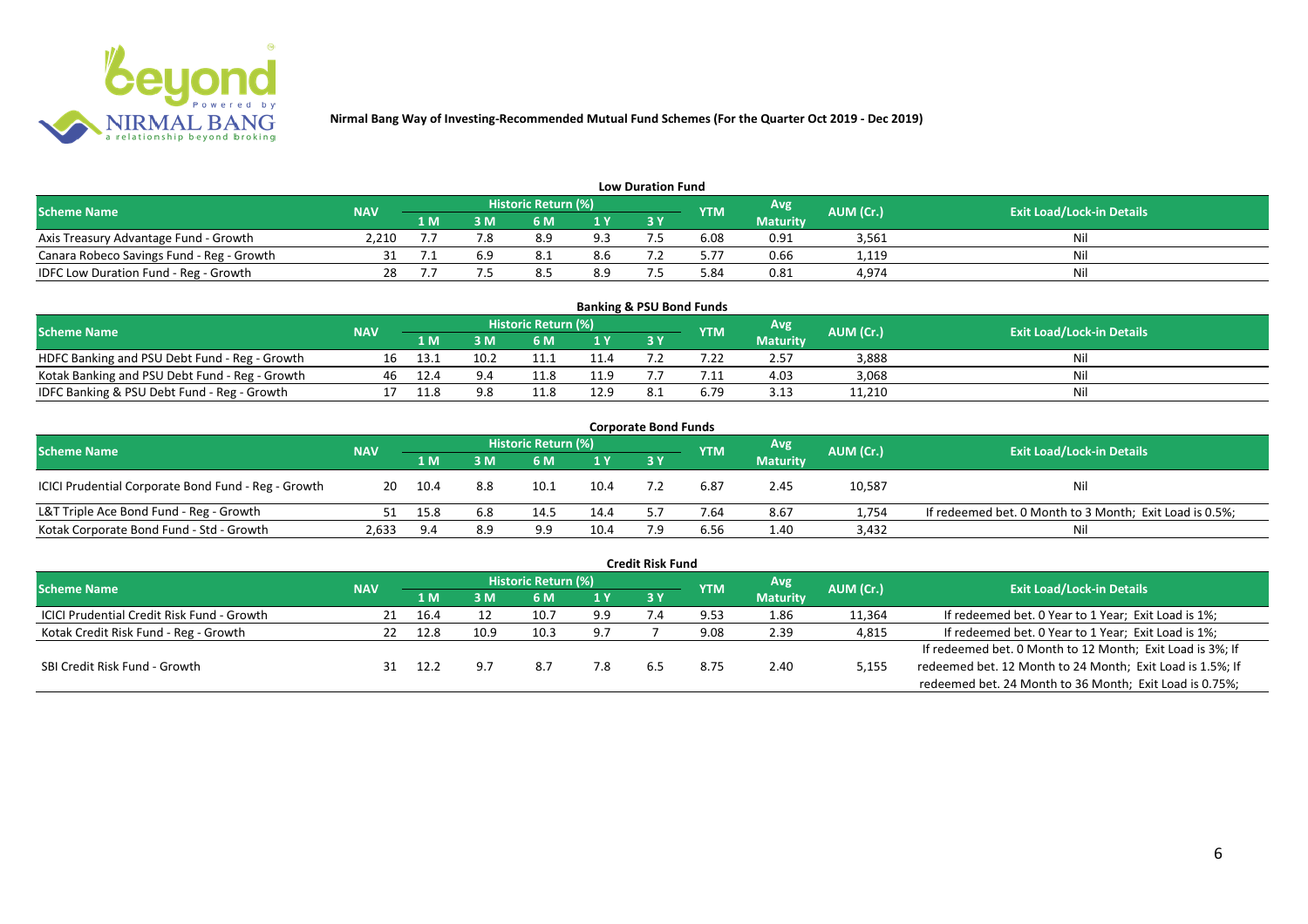**Nirmal Bang Way of Investing-Recommended Mutual Fund Schemes (For the Quarter Oct 2019 - Dec 2019)**

## Low Duration Fund

| Scheme Name | NAV | Historic Return (%) | | | | | YTM | Avg Maturity | AUM (Cr.) | Exit Load/Lock-in Details |
|---|---|---|---|---|---|---|---|---|---|---|
| | | 1 M | 3 M | 6 M | 1 Y | 3 Y | | | | |
| Axis Treasury Advantage Fund - Growth | 2,210 | 7.7 | 7.8 | 8.9 | 9.3 | 7.5 | 6.08 | 0.91 | 3,561 | Nil |
| Canara Robeco Savings Fund - Reg - Growth | 31 | 7.1 | 6.9 | 8.1 | 8.6 | 7.2 | 5.77 | 0.66 | 1,119 | Nil |
| IDFC Low Duration Fund - Reg - Growth | 28 | 7.7 | 7.5 | 8.5 | 8.9 | 7.5 | 5.84 | 0.81 | 4,974 | Nil |

## Banking & PSU Bond Funds

| Scheme Name | NAV | Historic Return (%) | | | | | YTM | Avg Maturity | AUM (Cr.) | Exit Load/Lock-in Details |
|---|---|---|---|---|---|---|---|---|---|---|
| | | 1 M | 3 M | 6 M | 1 Y | 3 Y | | | | |
| HDFC Banking and PSU Debt Fund - Reg - Growth | 16 | 13.1 | 10.2 | 11.1 | 11.4 | 7.2 | 7.22 | 2.57 | 3,888 | Nil |
| Kotak Banking and PSU Debt Fund - Reg - Growth | 46 | 12.4 | 9.4 | 11.8 | 11.9 | 7.7 | 7.11 | 4.03 | 3,068 | Nil |
| IDFC Banking & PSU Debt Fund - Reg - Growth | 17 | 11.8 | 9.8 | 11.8 | 12.9 | 8.1 | 6.79 | 3.13 | 11,210 | Nil |

## Corporate Bond Funds

| Scheme Name | NAV | Historic Return (%) | | | | | YTM | Avg Maturity | AUM (Cr.) | Exit Load/Lock-in Details |
|---|---|---|---|---|---|---|---|---|---|---|
| | | 1 M | 3 M | 6 M | 1 Y | 3 Y | | | | |
| ICICI Prudential Corporate Bond Fund - Reg - Growth | 20 | 10.4 | 8.8 | 10.1 | 10.4 | 7.2 | 6.87 | 2.45 | 10,587 | Nil |
| L&T Triple Ace Bond Fund - Reg - Growth | 51 | 15.8 | 6.8 | 14.5 | 14.4 | 5.7 | 7.64 | 8.67 | 1,754 | If redeemed bet. 0 Month to 3 Month; Exit Load is 0.5%; |
| Kotak Corporate Bond Fund - Std - Growth | 2,633 | 9.4 | 8.9 | 9.9 | 10.4 | 7.9 | 6.56 | 1.40 | 3,432 | Nil |

## Credit Risk Fund

| Scheme Name | NAV | Historic Return (%) | | | | | YTM | Avg Maturity | AUM (Cr.) | Exit Load/Lock-in Details |
|---|---|---|---|---|---|---|---|---|---|---|
| | | 1 M | 3 M | 6 M | 1 Y | 3 Y | | | | |
| ICICI Prudential Credit Risk Fund - Growth | 21 | 16.4 | 12 | 10.7 | 9.9 | 7.4 | 9.53 | 1.86 | 11,364 | If redeemed bet. 0 Year to 1 Year; Exit Load is 1%; |
| Kotak Credit Risk Fund - Reg - Growth | 22 | 12.8 | 10.9 | 10.3 | 9.7 | 7 | 9.08 | 2.39 | 4,815 | If redeemed bet. 0 Year to 1 Year; Exit Load is 1%; |
| SBI Credit Risk Fund - Growth | 31 | 12.2 | 9.7 | 8.7 | 7.8 | 6.5 | 8.75 | 2.40 | 5,155 | If redeemed bet. 0 Month to 12 Month; Exit Load is 3%; If redeemed bet. 12 Month to 24 Month; Exit Load is 1.5%; If redeemed bet. 24 Month to 36 Month; Exit Load is 0.75%; |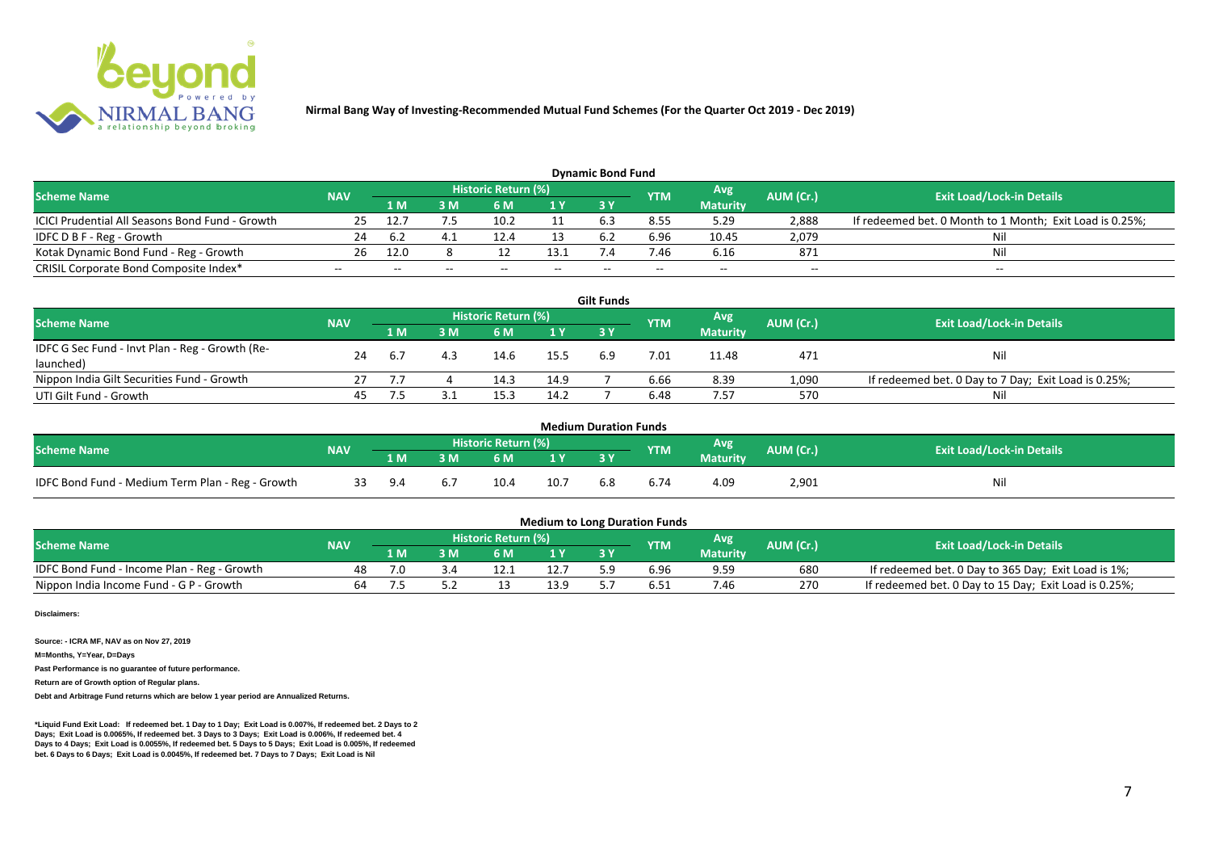**Nirmal Bang Way of Investing-Recommended Mutual Fund Schemes (For the Quarter Oct 2019 - Dec 2019)**

## Dynamic Bond Fund

| Scheme Name | NAV | Historic Return (%) | | | | | YTM | Avg Maturity | AUM (Cr.) | Exit Load/Lock-in Details |
|---|---|---|---|---|---|---|---|---|---|---|
| | | 1 M | 3 M | 6 M | 1 Y | 3 Y | | | | |
| ICICI Prudential All Seasons Bond Fund - Growth | 25 | 12.7 | 7.5 | 10.2 | 11 | 6.3 | 8.55 | 5.29 | 2,888 | If redeemed bet. 0 Month to 1 Month; Exit Load is 0.25%; |
| IDFC D B F - Reg - Growth | 24 | 6.2 | 4.1 | 12.4 | 13 | 6.2 | 6.96 | 10.45 | 2,079 | Nil |
| Kotak Dynamic Bond Fund - Reg - Growth | 26 | 12.0 | 8 | 12 | 13.1 | 7.4 | 7.46 | 6.16 | 871 | Nil |
| CRISIL Corporate Bond Composite Index* | -- | -- | -- | -- | -- | -- | -- | -- | -- | -- |

## Gilt Funds

| Scheme Name | NAV | Historic Return (%) | | | | | YTM | Avg Maturity | AUM (Cr.) | Exit Load/Lock-in Details |
|---|---|---|---|---|---|---|---|---|---|---|
| | | 1 M | 3 M | 6 M | 1 Y | 3 Y | | | | |
| IDFC G Sec Fund - Invt Plan - Reg - Growth (Re-launched) | 24 | 6.7 | 4.3 | 14.6 | 15.5 | 6.9 | 7.01 | 11.48 | 471 | Nil |
| Nippon India Gilt Securities Fund - Growth | 27 | 7.7 | 4 | 14.3 | 14.9 | 7 | 6.66 | 8.39 | 1,090 | If redeemed bet. 0 Day to 7 Day; Exit Load is 0.25%; |
| UTI Gilt Fund - Growth | 45 | 7.5 | 3.1 | 15.3 | 14.2 | 7 | 6.48 | 7.57 | 570 | Nil |

## Medium Duration Funds

| Scheme Name | NAV | Historic Return (%) | | | | | YTM | Avg Maturity | AUM (Cr.) | Exit Load/Lock-in Details |
|---|---|---|---|---|---|---|---|---|---|---|
| | | 1 M | 3 M | 6 M | 1 Y | 3 Y | | | | |
| IDFC Bond Fund - Medium Term Plan - Reg - Growth | 33 | 9.4 | 6.7 | 10.4 | 10.7 | 6.8 | 6.74 | 4.09 | 2,901 | Nil |

## Medium to Long Duration Funds

| Scheme Name | NAV | Historic Return (%) | | | | | YTM | Avg Maturity | AUM (Cr.) | Exit Load/Lock-in Details |
|---|---|---|---|---|---|---|---|---|---|---|
| | | 1 M | 3 M | 6 M | 1 Y | 3 Y | | | | |
| IDFC Bond Fund - Income Plan - Reg - Growth | 48 | 7.0 | 3.4 | 12.1 | 12.7 | 5.9 | 6.96 | 9.59 | 680 | If redeemed bet. 0 Day to 365 Day; Exit Load is 1%; |
| Nippon India Income Fund - G P - Growth | 64 | 7.5 | 5.2 | 13 | 13.9 | 5.7 | 6.51 | 7.46 | 270 | If redeemed bet. 0 Day to 15 Day; Exit Load is 0.25%; |

**Disclaimers:**

**Source: - ICRA MF, NAV as on Nov 27, 2019**

**M=Months, Y=Year, D=Days**

**Past Performance is no guarantee of future performance.**

**Return are of Growth option of Regular plans.**

**Debt and Arbitrage Fund returns which are below 1 year period are Annualized Returns.**

**\*Liquid Fund Exit Load: If redeemed bet. 1 Day to 1 Day; Exit Load is 0.007%, If redeemed bet. 2 Days to 2 Days; Exit Load is 0.0065%, If redeemed bet. 3 Days to 3 Days; Exit Load is 0.006%, If redeemed bet. 4 Days to 4 Days; Exit Load is 0.0055%, If redeemed bet. 5 Days to 5 Days; Exit Load is 0.005%, If redeemed bet. 6 Days to 6 Days; Exit Load is 0.0045%, If redeemed bet. 7 Days to 7 Days; Exit Load is Nil**